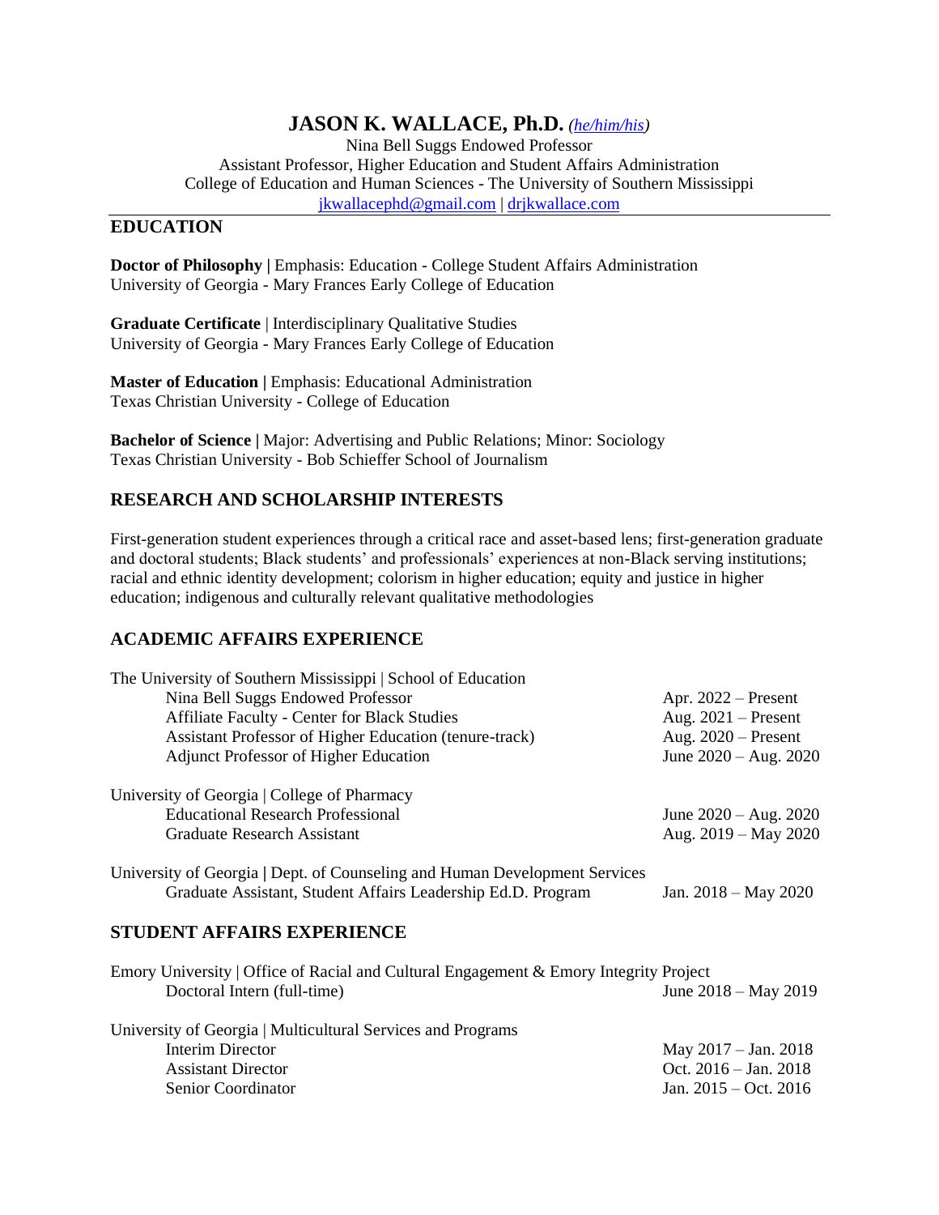# JASON K. WALLACE, Ph.D. *(he/him/his)*

Nina Bell Suggs Endowed Professor
Assistant Professor, Higher Education and Student Affairs Administration
College of Education and Human Sciences - The University of Southern Mississippi
jkwallacephd@gmail.com | drjkwallace.com

## EDUCATION

**Doctor of Philosophy |** Emphasis: Education - College Student Affairs Administration
University of Georgia - Mary Frances Early College of Education

**Graduate Certificate** | Interdisciplinary Qualitative Studies
University of Georgia - Mary Frances Early College of Education

**Master of Education |** Emphasis: Educational Administration
Texas Christian University - College of Education

**Bachelor of Science |** Major: Advertising and Public Relations; Minor: Sociology
Texas Christian University - Bob Schieffer School of Journalism

## RESEARCH AND SCHOLARSHIP INTERESTS

First-generation student experiences through a critical race and asset-based lens; first-generation graduate and doctoral students; Black students' and professionals' experiences at non-Black serving institutions; racial and ethnic identity development; colorism in higher education; equity and justice in higher education; indigenous and culturally relevant qualitative methodologies

## ACADEMIC AFFAIRS EXPERIENCE

The University of Southern Mississippi | School of Education

- Nina Bell Suggs Endowed Professor — Apr. 2022 – Present
- Affiliate Faculty - Center for Black Studies — Aug. 2021 – Present
- Assistant Professor of Higher Education (tenure-track) — Aug. 2020 – Present
- Adjunct Professor of Higher Education — June 2020 – Aug. 2020

University of Georgia | College of Pharmacy

- Educational Research Professional — June 2020 – Aug. 2020
- Graduate Research Assistant — Aug. 2019 – May 2020

University of Georgia | Dept. of Counseling and Human Development Services

- Graduate Assistant, Student Affairs Leadership Ed.D. Program — Jan. 2018 – May 2020

## STUDENT AFFAIRS EXPERIENCE

Emory University | Office of Racial and Cultural Engagement & Emory Integrity Project

- Doctoral Intern (full-time) — June 2018 – May 2019

University of Georgia | Multicultural Services and Programs

- Interim Director — May 2017 – Jan. 2018
- Assistant Director — Oct. 2016 – Jan. 2018
- Senior Coordinator — Jan. 2015 – Oct. 2016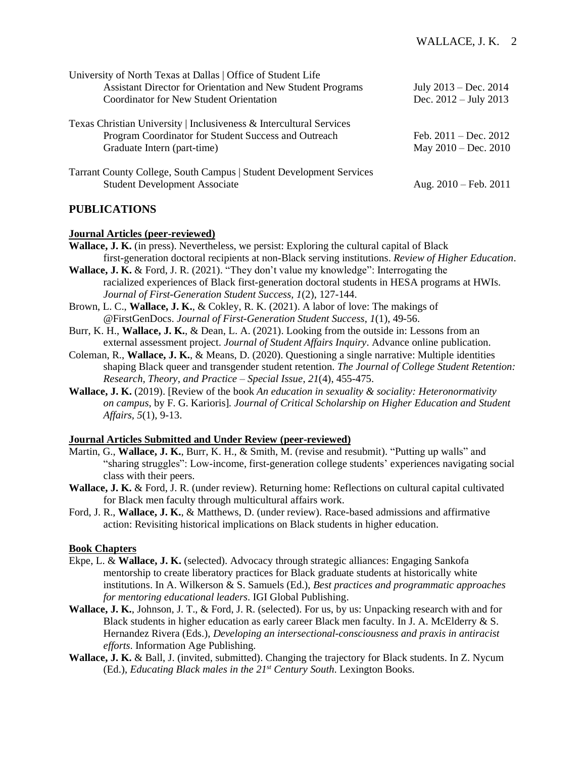University of North Texas at Dallas | Office of Student Life

Assistant Director for Orientation and New Student Programs — July 2013 – Dec. 2014

Coordinator for New Student Orientation — Dec. 2012 – July 2013

Texas Christian University | Inclusiveness & Intercultural Services

Program Coordinator for Student Success and Outreach — Feb. 2011 – Dec. 2012

Graduate Intern (part-time) — May 2010 – Dec. 2010

Tarrant County College, South Campus | Student Development Services

Student Development Associate — Aug. 2010 – Feb. 2011

## PUBLICATIONS

### Journal Articles (peer-reviewed)

**Wallace, J. K.** (in press). Nevertheless, we persist: Exploring the cultural capital of Black first-generation doctoral recipients at non-Black serving institutions. *Review of Higher Education*.

**Wallace, J. K.** & Ford, J. R. (2021). "They don't value my knowledge": Interrogating the racialized experiences of Black first-generation doctoral students in HESA programs at HWIs. *Journal of First-Generation Student Success, 1*(2), 127-144.

Brown, L. C., **Wallace, J. K.**, & Cokley, R. K. (2021). A labor of love: The makings of @FirstGenDocs. *Journal of First-Generation Student Success*, *1*(1), 49-56.

Burr, K. H., **Wallace, J. K.**, & Dean, L. A. (2021). Looking from the outside in: Lessons from an external assessment project. *Journal of Student Affairs Inquiry*. Advance online publication.

Coleman, R., **Wallace, J. K.**, & Means, D. (2020). Questioning a single narrative: Multiple identities shaping Black queer and transgender student retention. *The Journal of College Student Retention: Research, Theory, and Practice – Special Issue, 21*(4), 455-475.

**Wallace, J. K.** (2019). [Review of the book *An education in sexuality & sociality: Heteronormativity on campus*, by F. G. Karioris]. *Journal of Critical Scholarship on Higher Education and Student Affairs, 5*(1), 9-13.

### Journal Articles Submitted and Under Review (peer-reviewed)

Martin, G., **Wallace, J. K.**, Burr, K. H., & Smith, M. (revise and resubmit). "Putting up walls" and "sharing struggles": Low-income, first-generation college students' experiences navigating social class with their peers.

**Wallace, J. K.** & Ford, J. R. (under review). Returning home: Reflections on cultural capital cultivated for Black men faculty through multicultural affairs work.

Ford, J. R., **Wallace, J. K.**, & Matthews, D. (under review). Race-based admissions and affirmative action: Revisiting historical implications on Black students in higher education.

### Book Chapters

Ekpe, L. & **Wallace, J. K.** (selected). Advocacy through strategic alliances: Engaging Sankofa mentorship to create liberatory practices for Black graduate students at historically white institutions. In A. Wilkerson & S. Samuels (Ed.), *Best practices and programmatic approaches for mentoring educational leaders*. IGI Global Publishing.

**Wallace, J. K.**, Johnson, J. T., & Ford, J. R. (selected). For us, by us: Unpacking research with and for Black students in higher education as early career Black men faculty. In J. A. McElderry & S. Hernandez Rivera (Eds.), *Developing an intersectional-consciousness and praxis in antiracist efforts*. Information Age Publishing.

**Wallace, J. K.** & Ball, J. (invited, submitted). Changing the trajectory for Black students. In Z. Nycum (Ed.), *Educating Black males in the 21st Century South*. Lexington Books.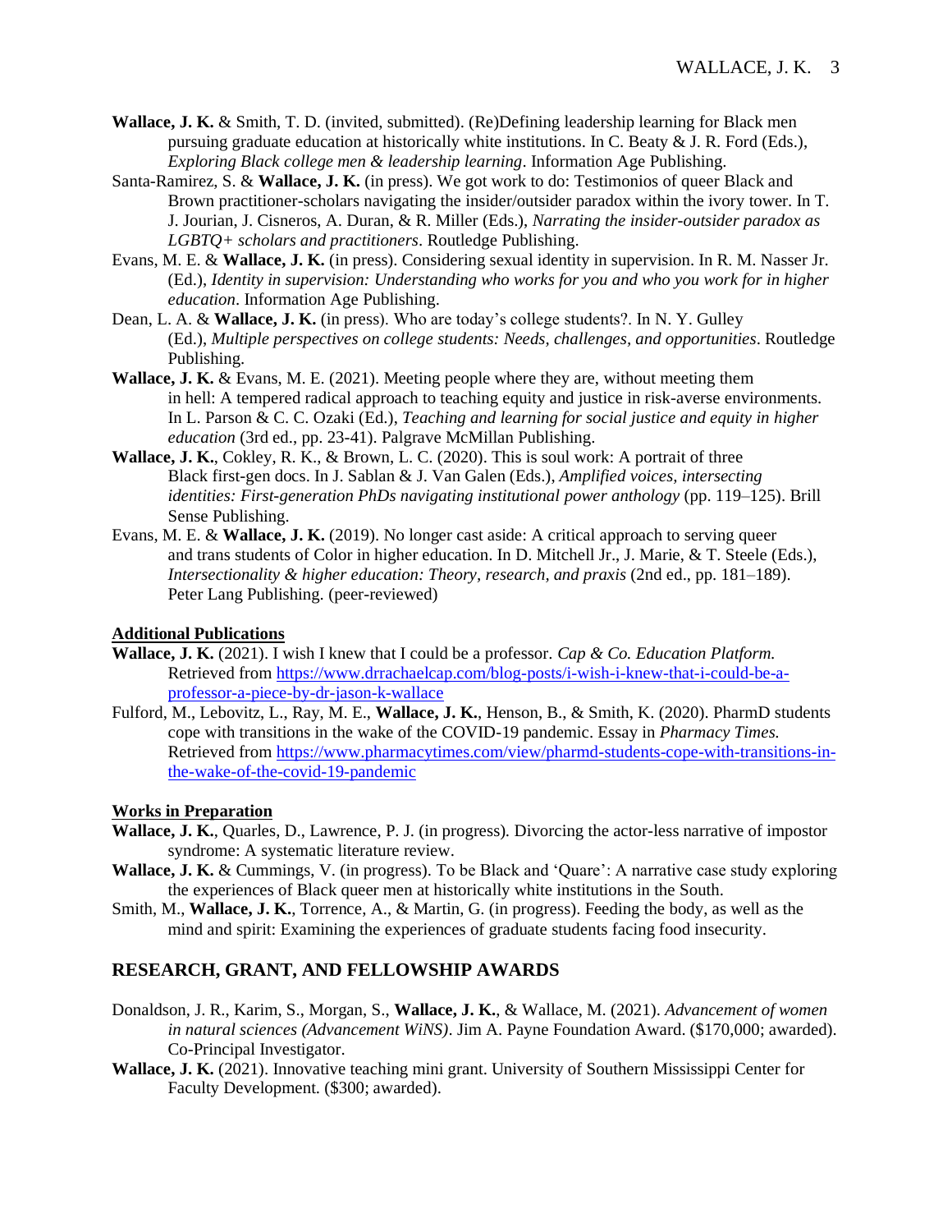**Wallace, J. K.** & Smith, T. D. (invited, submitted). (Re)Defining leadership learning for Black men pursuing graduate education at historically white institutions. In C. Beaty & J. R. Ford (Eds.), *Exploring Black college men & leadership learning*. Information Age Publishing.

Santa-Ramirez, S. & **Wallace, J. K.** (in press). We got work to do: Testimonios of queer Black and Brown practitioner-scholars navigating the insider/outsider paradox within the ivory tower. In T. J. Jourian, J. Cisneros, A. Duran, & R. Miller (Eds.), *Narrating the insider-outsider paradox as LGBTQ+ scholars and practitioners*. Routledge Publishing.

Evans, M. E. & **Wallace, J. K.** (in press). Considering sexual identity in supervision. In R. M. Nasser Jr. (Ed.), *Identity in supervision: Understanding who works for you and who you work for in higher education*. Information Age Publishing.

Dean, L. A. & **Wallace, J. K.** (in press). Who are today's college students?. In N. Y. Gulley (Ed.), *Multiple perspectives on college students: Needs, challenges, and opportunities*. Routledge Publishing.

**Wallace, J. K.** & Evans, M. E. (2021). Meeting people where they are, without meeting them in hell: A tempered radical approach to teaching equity and justice in risk-averse environments. In L. Parson & C. C. Ozaki (Ed.), *Teaching and learning for social justice and equity in higher education* (3rd ed., pp. 23-41). Palgrave McMillan Publishing.

**Wallace, J. K.**, Cokley, R. K., & Brown, L. C. (2020). This is soul work: A portrait of three Black first-gen docs. In J. Sablan & J. Van Galen (Eds.), *Amplified voices, intersecting identities: First-generation PhDs navigating institutional power anthology* (pp. 119–125). Brill Sense Publishing.

Evans, M. E. & **Wallace, J. K.** (2019). No longer cast aside: A critical approach to serving queer and trans students of Color in higher education. In D. Mitchell Jr., J. Marie, & T. Steele (Eds.), *Intersectionality & higher education: Theory, research, and praxis* (2nd ed., pp. 181–189). Peter Lang Publishing. (peer-reviewed)

### Additional Publications

**Wallace, J. K.** (2021). I wish I knew that I could be a professor. *Cap & Co. Education Platform.* Retrieved from https://www.drrachaelcap.com/blog-posts/i-wish-i-knew-that-i-could-be-a-professor-a-piece-by-dr-jason-k-wallace

Fulford, M., Lebovitz, L., Ray, M. E., **Wallace, J. K.**, Henson, B., & Smith, K. (2020). PharmD students cope with transitions in the wake of the COVID-19 pandemic. Essay in *Pharmacy Times.* Retrieved from https://www.pharmacytimes.com/view/pharmd-students-cope-with-transitions-in-the-wake-of-the-covid-19-pandemic

### Works in Preparation

**Wallace, J. K.**, Quarles, D., Lawrence, P. J. (in progress). Divorcing the actor-less narrative of impostor syndrome: A systematic literature review.

**Wallace, J. K.** & Cummings, V. (in progress). To be Black and 'Quare': A narrative case study exploring the experiences of Black queer men at historically white institutions in the South.

Smith, M., **Wallace, J. K.**, Torrence, A., & Martin, G. (in progress). Feeding the body, as well as the mind and spirit: Examining the experiences of graduate students facing food insecurity.

## RESEARCH, GRANT, AND FELLOWSHIP AWARDS

Donaldson, J. R., Karim, S., Morgan, S., **Wallace, J. K.**, & Wallace, M. (2021). *Advancement of women in natural sciences (Advancement WiNS)*. Jim A. Payne Foundation Award. ($170,000; awarded). Co-Principal Investigator.

**Wallace, J. K.** (2021). Innovative teaching mini grant. University of Southern Mississippi Center for Faculty Development. ($300; awarded).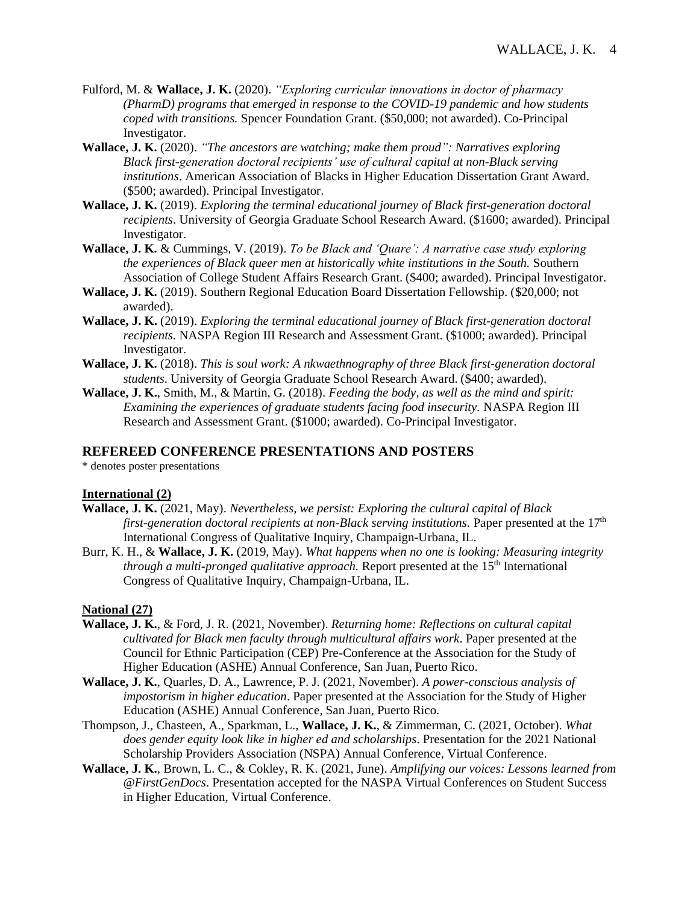Fulford, M. & **Wallace, J. K.** (2020). *"Exploring curricular innovations in doctor of pharmacy (PharmD) programs that emerged in response to the COVID-19 pandemic and how students coped with transitions.* Spencer Foundation Grant. ($50,000; not awarded). Co-Principal Investigator.

**Wallace, J. K.** (2020). *"The ancestors are watching; make them proud": Narratives exploring Black first-generation doctoral recipients' use of cultural capital at non-Black serving institutions*. American Association of Blacks in Higher Education Dissertation Grant Award. ($500; awarded). Principal Investigator.

**Wallace, J. K.** (2019). *Exploring the terminal educational journey of Black first-generation doctoral recipients*. University of Georgia Graduate School Research Award. ($1600; awarded). Principal Investigator.

**Wallace, J. K.** & Cummings, V. (2019). *To be Black and 'Quare': A narrative case study exploring the experiences of Black queer men at historically white institutions in the South.* Southern Association of College Student Affairs Research Grant. ($400; awarded). Principal Investigator.

**Wallace, J. K.** (2019). Southern Regional Education Board Dissertation Fellowship. ($20,000; not awarded).

**Wallace, J. K.** (2019). *Exploring the terminal educational journey of Black first-generation doctoral recipients.* NASPA Region III Research and Assessment Grant. ($1000; awarded). Principal Investigator.

**Wallace, J. K.** (2018). *This is soul work: A nkwaethnography of three Black first-generation doctoral students*. University of Georgia Graduate School Research Award. ($400; awarded).

**Wallace, J. K.**, Smith, M., & Martin, G. (2018). *Feeding the body, as well as the mind and spirit: Examining the experiences of graduate students facing food insecurity*. NASPA Region III Research and Assessment Grant. ($1000; awarded). Co-Principal Investigator.

## REFEREED CONFERENCE PRESENTATIONS AND POSTERS

* denotes poster presentations

### International (2)

**Wallace, J. K.** (2021, May). *Nevertheless, we persist: Exploring the cultural capital of Black first-generation doctoral recipients at non-Black serving institutions.* Paper presented at the 17th International Congress of Qualitative Inquiry, Champaign-Urbana, IL.

Burr, K. H., & **Wallace, J. K.** (2019, May). *What happens when no one is looking: Measuring integrity through a multi-pronged qualitative approach.* Report presented at the 15th International Congress of Qualitative Inquiry, Champaign-Urbana, IL.

### National (27)

**Wallace, J. K.**, & Ford, J. R. (2021, November). *Returning home: Reflections on cultural capital cultivated for Black men faculty through multicultural affairs work*. Paper presented at the Council for Ethnic Participation (CEP) Pre-Conference at the Association for the Study of Higher Education (ASHE) Annual Conference, San Juan, Puerto Rico.

**Wallace, J. K.**, Quarles, D. A., Lawrence, P. J. (2021, November). *A power-conscious analysis of impostorism in higher education*. Paper presented at the Association for the Study of Higher Education (ASHE) Annual Conference, San Juan, Puerto Rico.

Thompson, J., Chasteen, A., Sparkman, L., **Wallace, J. K.**, & Zimmerman, C. (2021, October). *What does gender equity look like in higher ed and scholarships*. Presentation for the 2021 National Scholarship Providers Association (NSPA) Annual Conference, Virtual Conference.

**Wallace, J. K.**, Brown, L. C., & Cokley, R. K. (2021, June). *Amplifying our voices: Lessons learned from @FirstGenDocs*. Presentation accepted for the NASPA Virtual Conferences on Student Success in Higher Education, Virtual Conference.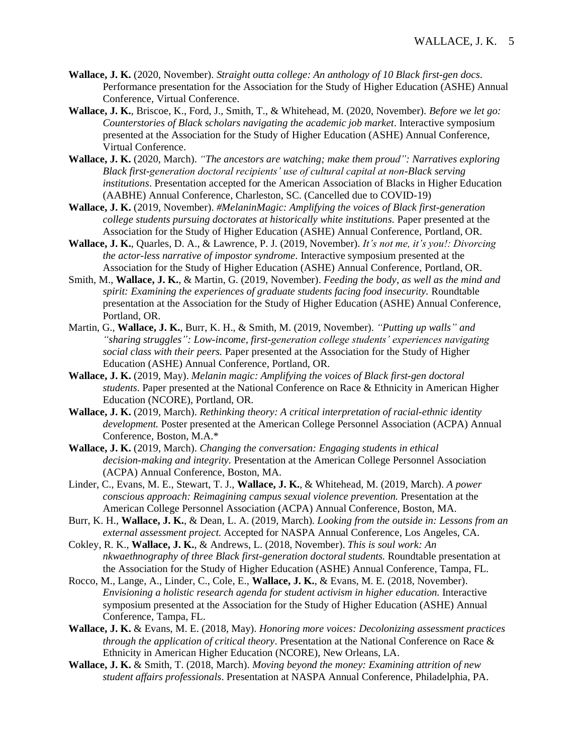**Wallace, J. K.** (2020, November). *Straight outta college: An anthology of 10 Black first-gen docs*. Performance presentation for the Association for the Study of Higher Education (ASHE) Annual Conference, Virtual Conference.

**Wallace, J. K.**, Briscoe, K., Ford, J., Smith, T., & Whitehead, M. (2020, November). *Before we let go: Counterstories of Black scholars navigating the academic job market*. Interactive symposium presented at the Association for the Study of Higher Education (ASHE) Annual Conference, Virtual Conference.

**Wallace, J. K.** (2020, March). *"The ancestors are watching; make them proud": Narratives exploring Black first-generation doctoral recipients' use of cultural capital at non-Black serving institutions*. Presentation accepted for the American Association of Blacks in Higher Education (AABHE) Annual Conference, Charleston, SC. (Cancelled due to COVID-19)

**Wallace, J. K.** (2019, November). *#MelaninMagic: Amplifying the voices of Black first-generation college students pursuing doctorates at historically white institutions.* Paper presented at the Association for the Study of Higher Education (ASHE) Annual Conference, Portland, OR.

**Wallace, J. K.**, Quarles, D. A., & Lawrence, P. J. (2019, November). *It's not me, it's you!: Divorcing the actor-less narrative of impostor syndrome.* Interactive symposium presented at the Association for the Study of Higher Education (ASHE) Annual Conference, Portland, OR.

Smith, M., **Wallace, J. K.**, & Martin, G. (2019, November). *Feeding the body, as well as the mind and spirit: Examining the experiences of graduate students facing food insecurity*. Roundtable presentation at the Association for the Study of Higher Education (ASHE) Annual Conference, Portland, OR.

Martin, G., **Wallace, J. K.**, Burr, K. H., & Smith, M. (2019, November). *"Putting up walls" and "sharing struggles": Low-income, first-generation college students' experiences navigating social class with their peers.* Paper presented at the Association for the Study of Higher Education (ASHE) Annual Conference, Portland, OR.

**Wallace, J. K.** (2019, May). *Melanin magic: Amplifying the voices of Black first-gen doctoral students*. Paper presented at the National Conference on Race & Ethnicity in American Higher Education (NCORE), Portland, OR.

**Wallace, J. K.** (2019, March). *Rethinking theory: A critical interpretation of racial-ethnic identity development.* Poster presented at the American College Personnel Association (ACPA) Annual Conference, Boston, M.A.*

**Wallace, J. K.** (2019, March). *Changing the conversation: Engaging students in ethical decision-making and integrity*. Presentation at the American College Personnel Association (ACPA) Annual Conference, Boston, MA.

Linder, C., Evans, M. E., Stewart, T. J., **Wallace, J. K.**, & Whitehead, M. (2019, March). *A power conscious approach: Reimagining campus sexual violence prevention.* Presentation at the American College Personnel Association (ACPA) Annual Conference, Boston, MA.

Burr, K. H., **Wallace, J. K.**, & Dean, L. A. (2019, March). *Looking from the outside in: Lessons from an external assessment project.* Accepted for NASPA Annual Conference, Los Angeles, CA.

Cokley, R. K., **Wallace, J. K.**, & Andrews, L. (2018, November). *This is soul work: An nkwaethnography of three Black first-generation doctoral students.* Roundtable presentation at the Association for the Study of Higher Education (ASHE) Annual Conference, Tampa, FL.

Rocco, M., Lange, A., Linder, C., Cole, E., **Wallace, J. K.**, & Evans, M. E. (2018, November). *Envisioning a holistic research agenda for student activism in higher education.* Interactive symposium presented at the Association for the Study of Higher Education (ASHE) Annual Conference, Tampa, FL.

**Wallace, J. K.** & Evans, M. E. (2018, May). *Honoring more voices: Decolonizing assessment practices through the application of critical theory*. Presentation at the National Conference on Race & Ethnicity in American Higher Education (NCORE), New Orleans, LA.

**Wallace, J. K.** & Smith, T. (2018, March). *Moving beyond the money: Examining attrition of new student affairs professionals*. Presentation at NASPA Annual Conference, Philadelphia, PA.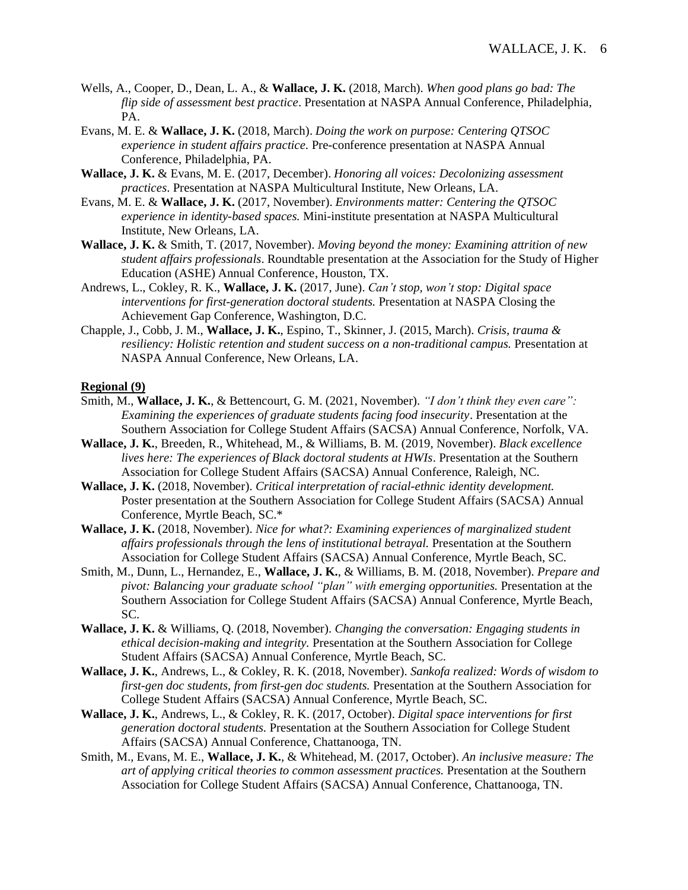Wells, A., Cooper, D., Dean, L. A., & **Wallace, J. K.** (2018, March). *When good plans go bad: The flip side of assessment best practice*. Presentation at NASPA Annual Conference, Philadelphia, PA.

Evans, M. E. & **Wallace, J. K.** (2018, March). *Doing the work on purpose: Centering QTSOC experience in student affairs practice.* Pre-conference presentation at NASPA Annual Conference, Philadelphia, PA.

**Wallace, J. K.** & Evans, M. E. (2017, December). *Honoring all voices: Decolonizing assessment practices*. Presentation at NASPA Multicultural Institute, New Orleans, LA.

Evans, M. E. & **Wallace, J. K.** (2017, November). *Environments matter: Centering the QTSOC experience in identity-based spaces.* Mini-institute presentation at NASPA Multicultural Institute, New Orleans, LA.

**Wallace, J. K.** & Smith, T. (2017, November). *Moving beyond the money: Examining attrition of new student affairs professionals*. Roundtable presentation at the Association for the Study of Higher Education (ASHE) Annual Conference, Houston, TX.

Andrews, L., Cokley, R. K., **Wallace, J. K.** (2017, June). *Can't stop, won't stop: Digital space interventions for first-generation doctoral students.* Presentation at NASPA Closing the Achievement Gap Conference, Washington, D.C.

Chapple, J., Cobb, J. M., **Wallace, J. K.**, Espino, T., Skinner, J. (2015, March). *Crisis, trauma & resiliency: Holistic retention and student success on a non-traditional campus.* Presentation at NASPA Annual Conference, New Orleans, LA.

**Regional (9)**

Smith, M., **Wallace, J. K.**, & Bettencourt, G. M. (2021, November). *"I don't think they even care": Examining the experiences of graduate students facing food insecurity*. Presentation at the Southern Association for College Student Affairs (SACSA) Annual Conference, Norfolk, VA.

**Wallace, J. K.**, Breeden, R., Whitehead, M., & Williams, B. M. (2019, November). *Black excellence lives here: The experiences of Black doctoral students at HWIs*. Presentation at the Southern Association for College Student Affairs (SACSA) Annual Conference, Raleigh, NC.

**Wallace, J. K.** (2018, November). *Critical interpretation of racial-ethnic identity development.* Poster presentation at the Southern Association for College Student Affairs (SACSA) Annual Conference, Myrtle Beach, SC.*

**Wallace, J. K.** (2018, November). *Nice for what?: Examining experiences of marginalized student affairs professionals through the lens of institutional betrayal.* Presentation at the Southern Association for College Student Affairs (SACSA) Annual Conference, Myrtle Beach, SC.

Smith, M., Dunn, L., Hernandez, E., **Wallace, J. K.**, & Williams, B. M. (2018, November). *Prepare and pivot: Balancing your graduate school "plan" with emerging opportunities.* Presentation at the Southern Association for College Student Affairs (SACSA) Annual Conference, Myrtle Beach, SC.

**Wallace, J. K.** & Williams, Q. (2018, November). *Changing the conversation: Engaging students in ethical decision-making and integrity.* Presentation at the Southern Association for College Student Affairs (SACSA) Annual Conference, Myrtle Beach, SC.

**Wallace, J. K.**, Andrews, L., & Cokley, R. K. (2018, November). *Sankofa realized: Words of wisdom to first-gen doc students, from first-gen doc students.* Presentation at the Southern Association for College Student Affairs (SACSA) Annual Conference, Myrtle Beach, SC.

**Wallace, J. K.**, Andrews, L., & Cokley, R. K. (2017, October). *Digital space interventions for first generation doctoral students.* Presentation at the Southern Association for College Student Affairs (SACSA) Annual Conference, Chattanooga, TN.

Smith, M., Evans, M. E., **Wallace, J. K.**, & Whitehead, M. (2017, October). *An inclusive measure: The art of applying critical theories to common assessment practices.* Presentation at the Southern Association for College Student Affairs (SACSA) Annual Conference, Chattanooga, TN.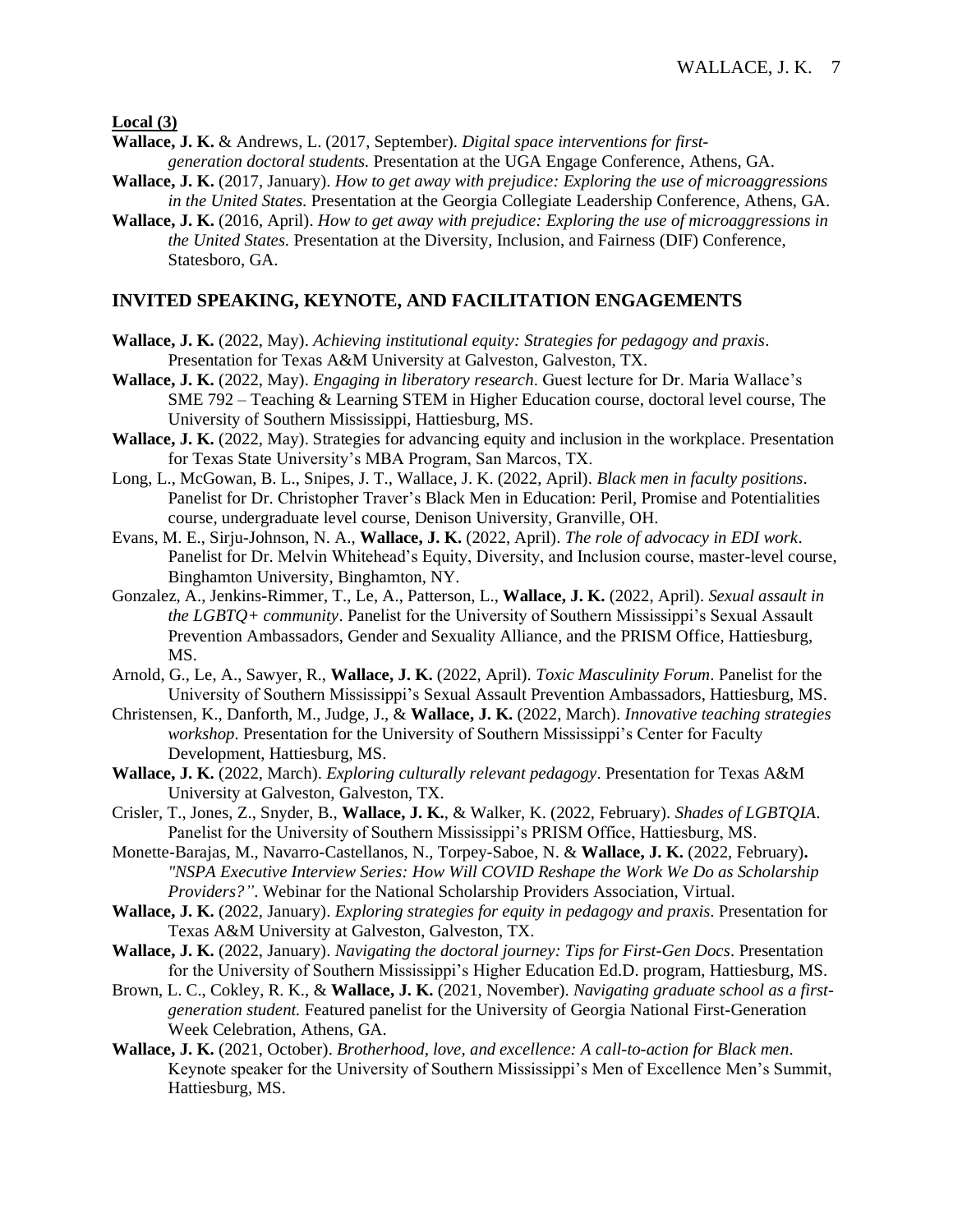**Local (3)**

**Wallace, J. K.** & Andrews, L. (2017, September). *Digital space interventions for first-generation doctoral students.* Presentation at the UGA Engage Conference, Athens, GA.

**Wallace, J. K.** (2017, January). *How to get away with prejudice: Exploring the use of microaggressions in the United States.* Presentation at the Georgia Collegiate Leadership Conference, Athens, GA.

**Wallace, J. K.** (2016, April). *How to get away with prejudice: Exploring the use of microaggressions in the United States.* Presentation at the Diversity, Inclusion, and Fairness (DIF) Conference, Statesboro, GA.

## INVITED SPEAKING, KEYNOTE, AND FACILITATION ENGAGEMENTS

**Wallace, J. K.** (2022, May). *Achieving institutional equity: Strategies for pedagogy and praxis*. Presentation for Texas A&M University at Galveston, Galveston, TX.

**Wallace, J. K.** (2022, May). *Engaging in liberatory research*. Guest lecture for Dr. Maria Wallace's SME 792 – Teaching & Learning STEM in Higher Education course, doctoral level course, The University of Southern Mississippi, Hattiesburg, MS.

**Wallace, J. K.** (2022, May). Strategies for advancing equity and inclusion in the workplace. Presentation for Texas State University's MBA Program, San Marcos, TX.

Long, L., McGowan, B. L., Snipes, J. T., Wallace, J. K. (2022, April). *Black men in faculty positions*. Panelist for Dr. Christopher Traver's Black Men in Education: Peril, Promise and Potentialities course, undergraduate level course, Denison University, Granville, OH.

Evans, M. E., Sirju-Johnson, N. A., **Wallace, J. K.** (2022, April). *The role of advocacy in EDI work*. Panelist for Dr. Melvin Whitehead's Equity, Diversity, and Inclusion course, master-level course, Binghamton University, Binghamton, NY.

Gonzalez, A., Jenkins-Rimmer, T., Le, A., Patterson, L., **Wallace, J. K.** (2022, April). *Sexual assault in the LGBTQ+ community*. Panelist for the University of Southern Mississippi's Sexual Assault Prevention Ambassadors, Gender and Sexuality Alliance, and the PRISM Office, Hattiesburg, MS.

Arnold, G., Le, A., Sawyer, R., **Wallace, J. K.** (2022, April). *Toxic Masculinity Forum*. Panelist for the University of Southern Mississippi's Sexual Assault Prevention Ambassadors, Hattiesburg, MS.

Christensen, K., Danforth, M., Judge, J., & **Wallace, J. K.** (2022, March). *Innovative teaching strategies workshop*. Presentation for the University of Southern Mississippi's Center for Faculty Development, Hattiesburg, MS.

**Wallace, J. K.** (2022, March). *Exploring culturally relevant pedagogy*. Presentation for Texas A&M University at Galveston, Galveston, TX.

Crisler, T., Jones, Z., Snyder, B., **Wallace, J. K.**, & Walker, K. (2022, February). *Shades of LGBTQIA*. Panelist for the University of Southern Mississippi's PRISM Office, Hattiesburg, MS.

Monette-Barajas, M., Navarro-Castellanos, N., Torpey-Saboe, N. & **Wallace, J. K.** (2022, February)**.** *"NSPA Executive Interview Series: How Will COVID Reshape the Work We Do as Scholarship Providers?"*. Webinar for the National Scholarship Providers Association, Virtual.

**Wallace, J. K.** (2022, January). *Exploring strategies for equity in pedagogy and praxis*. Presentation for Texas A&M University at Galveston, Galveston, TX.

**Wallace, J. K.** (2022, January). *Navigating the doctoral journey: Tips for First-Gen Docs*. Presentation for the University of Southern Mississippi's Higher Education Ed.D. program, Hattiesburg, MS.

Brown, L. C., Cokley, R. K., & **Wallace, J. K.** (2021, November). *Navigating graduate school as a first-generation student.* Featured panelist for the University of Georgia National First-Generation Week Celebration, Athens, GA.

**Wallace, J. K.** (2021, October). *Brotherhood, love, and excellence: A call-to-action for Black men*. Keynote speaker for the University of Southern Mississippi's Men of Excellence Men's Summit, Hattiesburg, MS.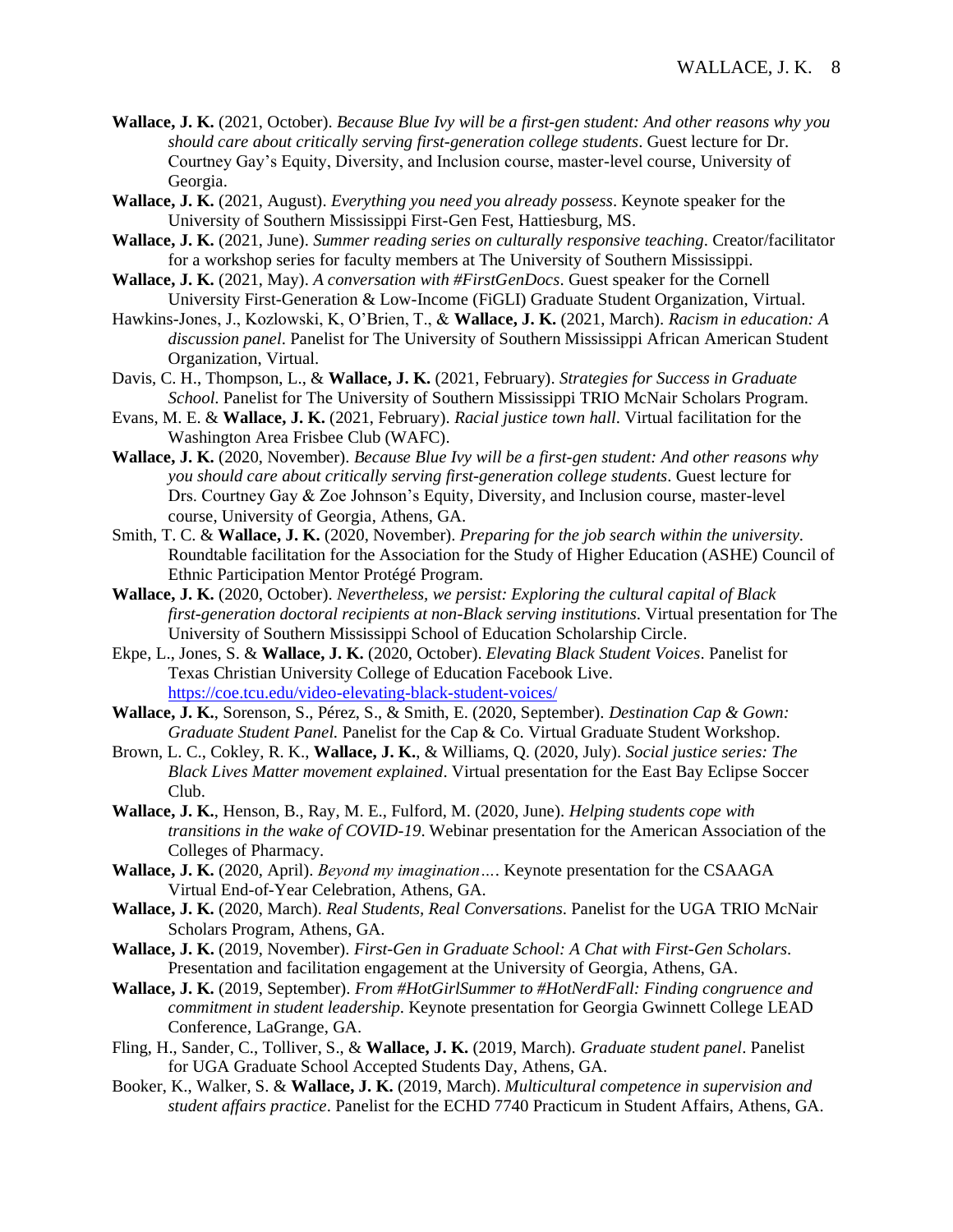**Wallace, J. K.** (2021, October). *Because Blue Ivy will be a first-gen student: And other reasons why you should care about critically serving first-generation college students*. Guest lecture for Dr. Courtney Gay's Equity, Diversity, and Inclusion course, master-level course, University of Georgia.

**Wallace, J. K.** (2021, August). *Everything you need you already possess*. Keynote speaker for the University of Southern Mississippi First-Gen Fest, Hattiesburg, MS.

**Wallace, J. K.** (2021, June). *Summer reading series on culturally responsive teaching*. Creator/facilitator for a workshop series for faculty members at The University of Southern Mississippi.

**Wallace, J. K.** (2021, May). *A conversation with #FirstGenDocs*. Guest speaker for the Cornell University First-Generation & Low-Income (FiGLI) Graduate Student Organization, Virtual.

Hawkins-Jones, J., Kozlowski, K, O'Brien, T., & **Wallace, J. K.** (2021, March). *Racism in education: A discussion panel*. Panelist for The University of Southern Mississippi African American Student Organization, Virtual.

Davis, C. H., Thompson, L., & **Wallace, J. K.** (2021, February). *Strategies for Success in Graduate School*. Panelist for The University of Southern Mississippi TRIO McNair Scholars Program.

Evans, M. E. & **Wallace, J. K.** (2021, February). *Racial justice town hall*. Virtual facilitation for the Washington Area Frisbee Club (WAFC).

**Wallace, J. K.** (2020, November). *Because Blue Ivy will be a first-gen student: And other reasons why you should care about critically serving first-generation college students*. Guest lecture for Drs. Courtney Gay & Zoe Johnson's Equity, Diversity, and Inclusion course, master-level course, University of Georgia, Athens, GA.

Smith, T. C. & **Wallace, J. K.** (2020, November). *Preparing for the job search within the university*. Roundtable facilitation for the Association for the Study of Higher Education (ASHE) Council of Ethnic Participation Mentor Protégé Program.

**Wallace, J. K.** (2020, October). *Nevertheless, we persist: Exploring the cultural capital of Black first-generation doctoral recipients at non-Black serving institutions*. Virtual presentation for The University of Southern Mississippi School of Education Scholarship Circle.

Ekpe, L., Jones, S. & **Wallace, J. K.** (2020, October). *Elevating Black Student Voices*. Panelist for Texas Christian University College of Education Facebook Live. https://coe.tcu.edu/video-elevating-black-student-voices/

**Wallace, J. K.**, Sorenson, S., Pérez, S., & Smith, E. (2020, September). *Destination Cap & Gown: Graduate Student Panel.* Panelist for the Cap & Co. Virtual Graduate Student Workshop.

Brown, L. C., Cokley, R. K., **Wallace, J. K.**, & Williams, Q. (2020, July). *Social justice series: The Black Lives Matter movement explained*. Virtual presentation for the East Bay Eclipse Soccer Club.

**Wallace, J. K.**, Henson, B., Ray, M. E., Fulford, M. (2020, June). *Helping students cope with transitions in the wake of COVID-19*. Webinar presentation for the American Association of the Colleges of Pharmacy.

**Wallace, J. K.** (2020, April). *Beyond my imagination….* Keynote presentation for the CSAAGA Virtual End-of-Year Celebration, Athens, GA.

**Wallace, J. K.** (2020, March). *Real Students, Real Conversations*. Panelist for the UGA TRIO McNair Scholars Program, Athens, GA.

**Wallace, J. K.** (2019, November). *First-Gen in Graduate School: A Chat with First-Gen Scholars*. Presentation and facilitation engagement at the University of Georgia, Athens, GA.

**Wallace, J. K.** (2019, September). *From #HotGirlSummer to #HotNerdFall: Finding congruence and commitment in student leadership*. Keynote presentation for Georgia Gwinnett College LEAD Conference, LaGrange, GA.

Fling, H., Sander, C., Tolliver, S., & **Wallace, J. K.** (2019, March). *Graduate student panel*. Panelist for UGA Graduate School Accepted Students Day, Athens, GA.

Booker, K., Walker, S. & **Wallace, J. K.** (2019, March). *Multicultural competence in supervision and student affairs practice*. Panelist for the ECHD 7740 Practicum in Student Affairs, Athens, GA.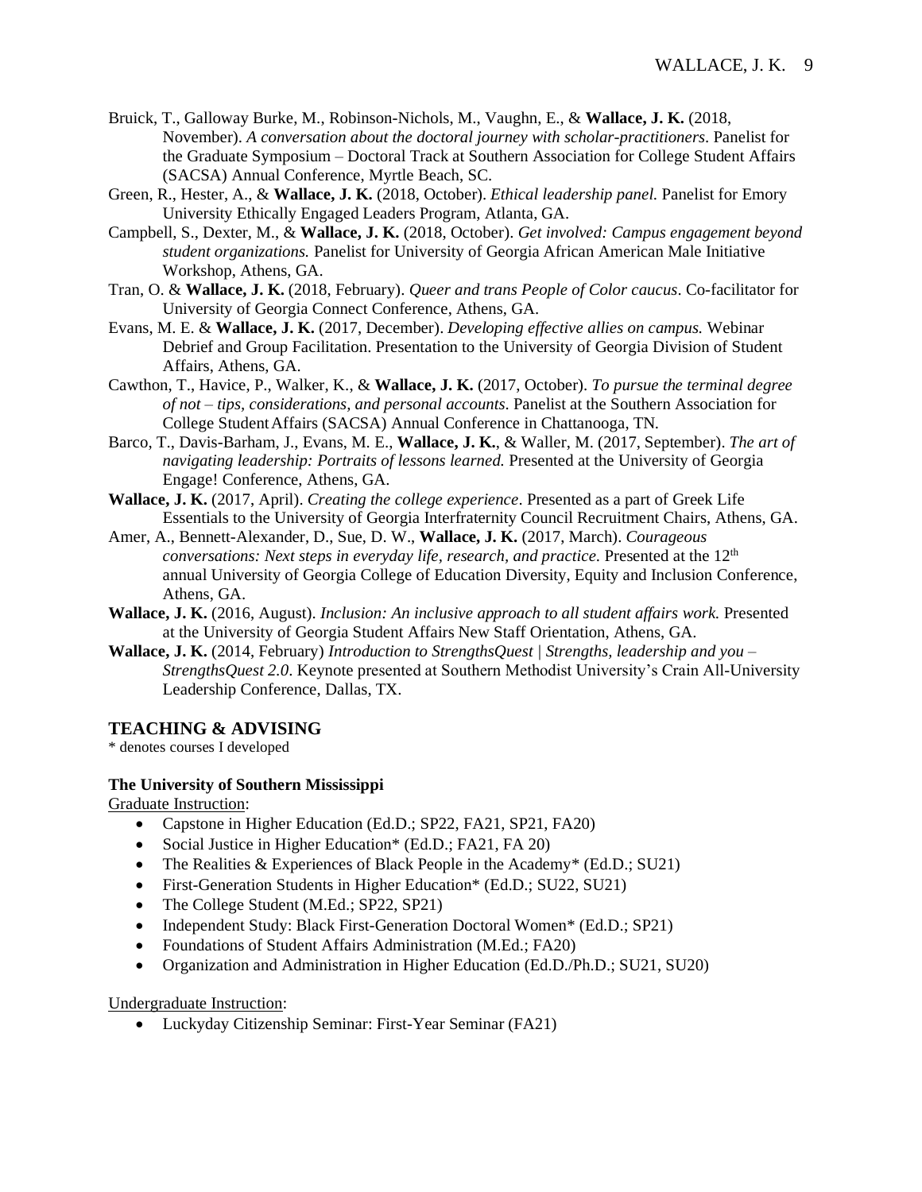Bruick, T., Galloway Burke, M., Robinson-Nichols, M., Vaughn, E., & **Wallace, J. K.** (2018, November). *A conversation about the doctoral journey with scholar-practitioners*. Panelist for the Graduate Symposium – Doctoral Track at Southern Association for College Student Affairs (SACSA) Annual Conference, Myrtle Beach, SC.

Green, R., Hester, A., & **Wallace, J. K.** (2018, October). *Ethical leadership panel.* Panelist for Emory University Ethically Engaged Leaders Program, Atlanta, GA.

Campbell, S., Dexter, M., & **Wallace, J. K.** (2018, October). *Get involved: Campus engagement beyond student organizations.* Panelist for University of Georgia African American Male Initiative Workshop, Athens, GA.

Tran, O. & **Wallace, J. K.** (2018, February). *Queer and trans People of Color caucus*. Co-facilitator for University of Georgia Connect Conference, Athens, GA.

Evans, M. E. & **Wallace, J. K.** (2017, December). *Developing effective allies on campus.* Webinar Debrief and Group Facilitation. Presentation to the University of Georgia Division of Student Affairs, Athens, GA.

Cawthon, T., Havice, P., Walker, K., & **Wallace, J. K.** (2017, October). *To pursue the terminal degree of not – tips, considerations, and personal accounts*. Panelist at the Southern Association for College Student Affairs (SACSA) Annual Conference in Chattanooga, TN.

Barco, T., Davis-Barham, J., Evans, M. E., **Wallace, J. K.**, & Waller, M. (2017, September). *The art of navigating leadership: Portraits of lessons learned.* Presented at the University of Georgia Engage! Conference, Athens, GA.

**Wallace, J. K.** (2017, April). *Creating the college experience*. Presented as a part of Greek Life Essentials to the University of Georgia Interfraternity Council Recruitment Chairs, Athens, GA.

Amer, A., Bennett-Alexander, D., Sue, D. W., **Wallace, J. K.** (2017, March). *Courageous conversations: Next steps in everyday life, research, and practice*. Presented at the 12th annual University of Georgia College of Education Diversity, Equity and Inclusion Conference, Athens, GA.

**Wallace, J. K.** (2016, August). *Inclusion: An inclusive approach to all student affairs work.* Presented at the University of Georgia Student Affairs New Staff Orientation, Athens, GA.

**Wallace, J. K.** (2014, February) *Introduction to StrengthsQuest | Strengths, leadership and you – StrengthsQuest 2.0*. Keynote presented at Southern Methodist University's Crain All-University Leadership Conference, Dallas, TX.

## TEACHING & ADVISING

\* denotes courses I developed

**The University of Southern Mississippi**

Graduate Instruction:

- Capstone in Higher Education (Ed.D.; SP22, FA21, SP21, FA20)
- Social Justice in Higher Education* (Ed.D.; FA21, FA 20)
- The Realities & Experiences of Black People in the Academy* (Ed.D.; SU21)
- First-Generation Students in Higher Education* (Ed.D.; SU22, SU21)
- The College Student (M.Ed.; SP22, SP21)
- Independent Study: Black First-Generation Doctoral Women* (Ed.D.; SP21)
- Foundations of Student Affairs Administration (M.Ed.; FA20)
- Organization and Administration in Higher Education (Ed.D./Ph.D.; SU21, SU20)

Undergraduate Instruction:

- Luckyday Citizenship Seminar: First-Year Seminar (FA21)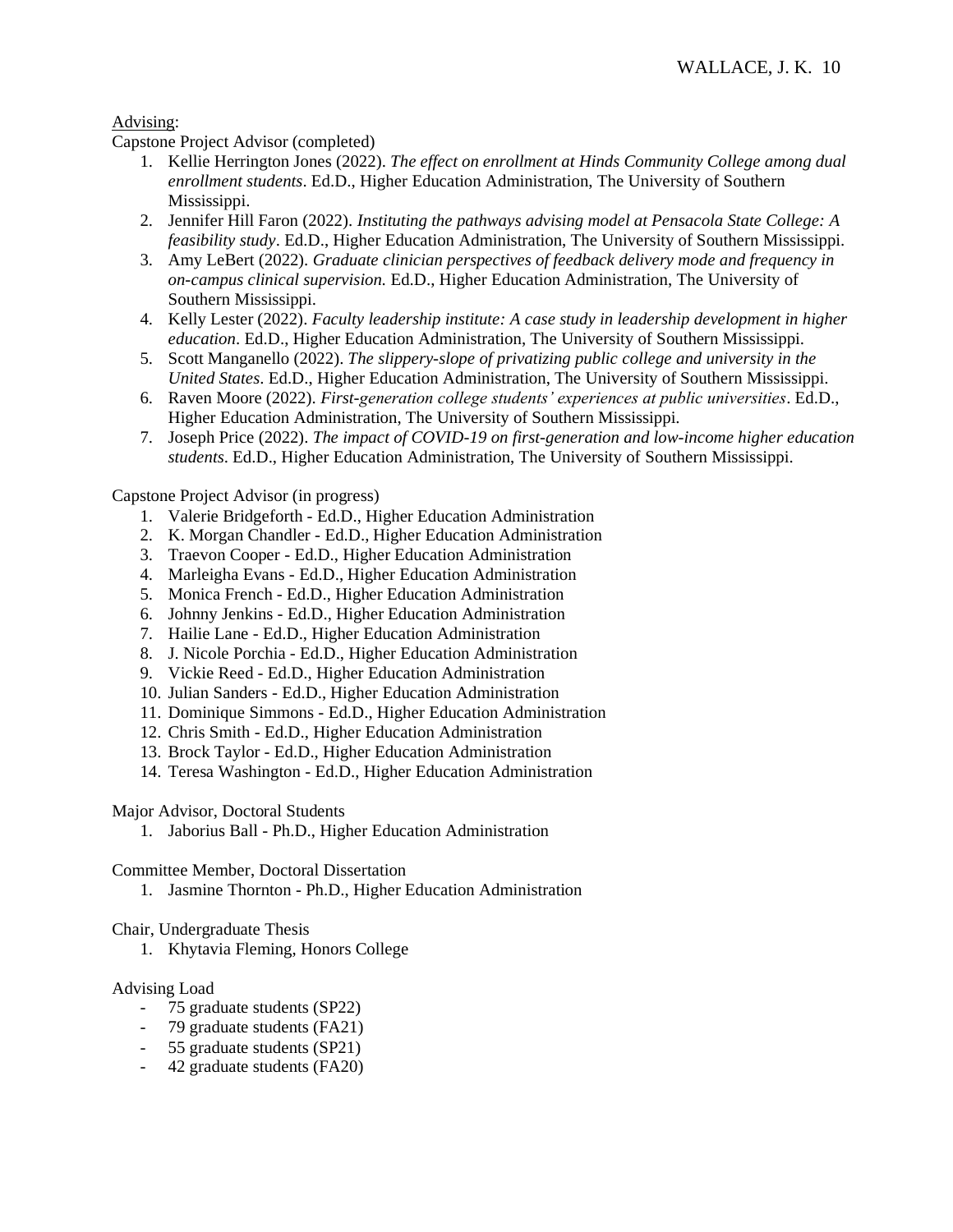Advising:

Capstone Project Advisor (completed)

1. Kellie Herrington Jones (2022). *The effect on enrollment at Hinds Community College among dual enrollment students*. Ed.D., Higher Education Administration, The University of Southern Mississippi.
2. Jennifer Hill Faron (2022). *Instituting the pathways advising model at Pensacola State College: A feasibility study*. Ed.D., Higher Education Administration, The University of Southern Mississippi.
3. Amy LeBert (2022). *Graduate clinician perspectives of feedback delivery mode and frequency in on-campus clinical supervision.* Ed.D., Higher Education Administration, The University of Southern Mississippi.
4. Kelly Lester (2022). *Faculty leadership institute: A case study in leadership development in higher education*. Ed.D., Higher Education Administration, The University of Southern Mississippi.
5. Scott Manganello (2022). *The slippery-slope of privatizing public college and university in the United States*. Ed.D., Higher Education Administration, The University of Southern Mississippi.
6. Raven Moore (2022). *First-generation college students' experiences at public universities*. Ed.D., Higher Education Administration, The University of Southern Mississippi.
7. Joseph Price (2022). *The impact of COVID-19 on first-generation and low-income higher education students*. Ed.D., Higher Education Administration, The University of Southern Mississippi.

Capstone Project Advisor (in progress)

1. Valerie Bridgeforth - Ed.D., Higher Education Administration
2. K. Morgan Chandler - Ed.D., Higher Education Administration
3. Traevon Cooper - Ed.D., Higher Education Administration
4. Marleigha Evans - Ed.D., Higher Education Administration
5. Monica French - Ed.D., Higher Education Administration
6. Johnny Jenkins - Ed.D., Higher Education Administration
7. Hailie Lane - Ed.D., Higher Education Administration
8. J. Nicole Porchia - Ed.D., Higher Education Administration
9. Vickie Reed - Ed.D., Higher Education Administration
10. Julian Sanders - Ed.D., Higher Education Administration
11. Dominique Simmons - Ed.D., Higher Education Administration
12. Chris Smith - Ed.D., Higher Education Administration
13. Brock Taylor - Ed.D., Higher Education Administration
14. Teresa Washington - Ed.D., Higher Education Administration

Major Advisor, Doctoral Students

1. Jaborius Ball - Ph.D., Higher Education Administration

Committee Member, Doctoral Dissertation

1. Jasmine Thornton - Ph.D., Higher Education Administration

Chair, Undergraduate Thesis

1. Khytavia Fleming, Honors College

Advising Load

- 75 graduate students (SP22)
- 79 graduate students (FA21)
- 55 graduate students (SP21)
- 42 graduate students (FA20)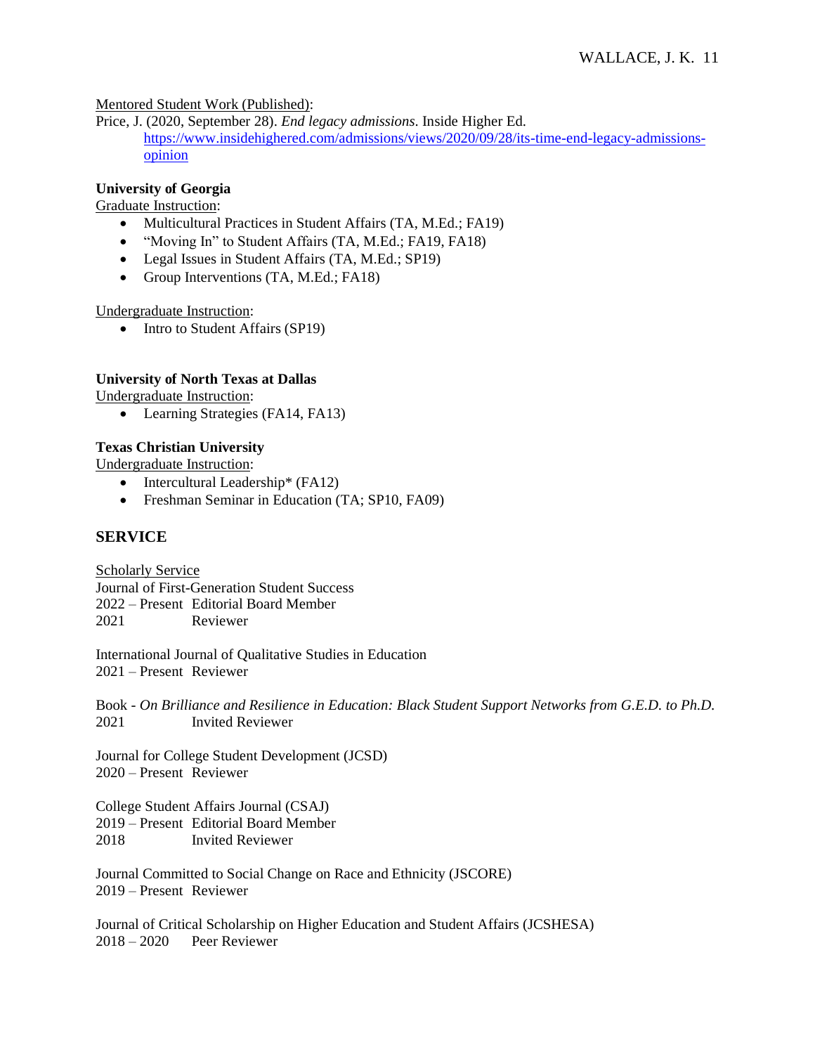Mentored Student Work (Published):

Price, J. (2020, September 28). *End legacy admissions.* Inside Higher Ed. https://www.insidehighered.com/admissions/views/2020/09/28/its-time-end-legacy-admissions-opinion

**University of Georgia**

Graduate Instruction:

- Multicultural Practices in Student Affairs (TA, M.Ed.; FA19)
- "Moving In" to Student Affairs (TA, M.Ed.; FA19, FA18)
- Legal Issues in Student Affairs (TA, M.Ed.; SP19)
- Group Interventions (TA, M.Ed.; FA18)

Undergraduate Instruction:

- Intro to Student Affairs (SP19)

**University of North Texas at Dallas**

Undergraduate Instruction:

- Learning Strategies (FA14, FA13)

**Texas Christian University**

Undergraduate Instruction:

- Intercultural Leadership* (FA12)
- Freshman Seminar in Education (TA; SP10, FA09)

## SERVICE

Scholarly Service

Journal of First-Generation Student Success
2022 – Present Editorial Board Member
2021 Reviewer

International Journal of Qualitative Studies in Education
2021 – Present Reviewer

Book - *On Brilliance and Resilience in Education: Black Student Support Networks from G.E.D. to Ph.D.*
2021 Invited Reviewer

Journal for College Student Development (JCSD)
2020 – Present Reviewer

College Student Affairs Journal (CSAJ)
2019 – Present Editorial Board Member
2018 Invited Reviewer

Journal Committed to Social Change on Race and Ethnicity (JSCORE)
2019 – Present Reviewer

Journal of Critical Scholarship on Higher Education and Student Affairs (JCSHESA)
2018 – 2020 Peer Reviewer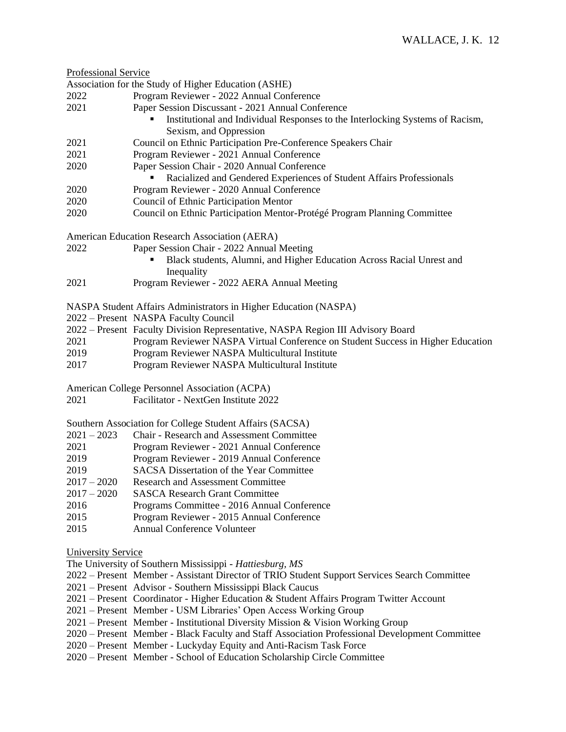## Professional Service

Association for the Study of Higher Education (ASHE)

2022 Program Reviewer - 2022 Annual Conference

2021 Paper Session Discussant - 2021 Annual Conference

- Institutional and Individual Responses to the Interlocking Systems of Racism, Sexism, and Oppression

2021 Council on Ethnic Participation Pre-Conference Speakers Chair

2021 Program Reviewer - 2021 Annual Conference

2020 Paper Session Chair - 2020 Annual Conference

- Racialized and Gendered Experiences of Student Affairs Professionals

2020 Program Reviewer - 2020 Annual Conference

2020 Council of Ethnic Participation Mentor

2020 Council on Ethnic Participation Mentor-Protégé Program Planning Committee

American Education Research Association (AERA)

2022 Paper Session Chair - 2022 Annual Meeting

- Black students, Alumni, and Higher Education Across Racial Unrest and Inequality

2021 Program Reviewer - 2022 AERA Annual Meeting

NASPA Student Affairs Administrators in Higher Education (NASPA)

2022 – Present NASPA Faculty Council

2022 – Present Faculty Division Representative, NASPA Region III Advisory Board

2021 Program Reviewer NASPA Virtual Conference on Student Success in Higher Education

2019 Program Reviewer NASPA Multicultural Institute

2017 Program Reviewer NASPA Multicultural Institute

American College Personnel Association (ACPA)

2021 Facilitator - NextGen Institute 2022

Southern Association for College Student Affairs (SACSA)

2021 – 2023 Chair - Research and Assessment Committee

2021 Program Reviewer - 2021 Annual Conference

2019 Program Reviewer - 2019 Annual Conference

2019 SACSA Dissertation of the Year Committee

2017 – 2020 Research and Assessment Committee

2017 – 2020 SASCA Research Grant Committee

2016 Programs Committee - 2016 Annual Conference

2015 Program Reviewer - 2015 Annual Conference

2015 Annual Conference Volunteer

## University Service

The University of Southern Mississippi - *Hattiesburg, MS*

2022 – Present Member - Assistant Director of TRIO Student Support Services Search Committee

2021 – Present Advisor - Southern Mississippi Black Caucus

2021 – Present Coordinator - Higher Education & Student Affairs Program Twitter Account

2021 – Present Member - USM Libraries' Open Access Working Group

2021 – Present Member - Institutional Diversity Mission & Vision Working Group

2020 – Present Member - Black Faculty and Staff Association Professional Development Committee

2020 – Present Member - Luckyday Equity and Anti-Racism Task Force

2020 – Present Member - School of Education Scholarship Circle Committee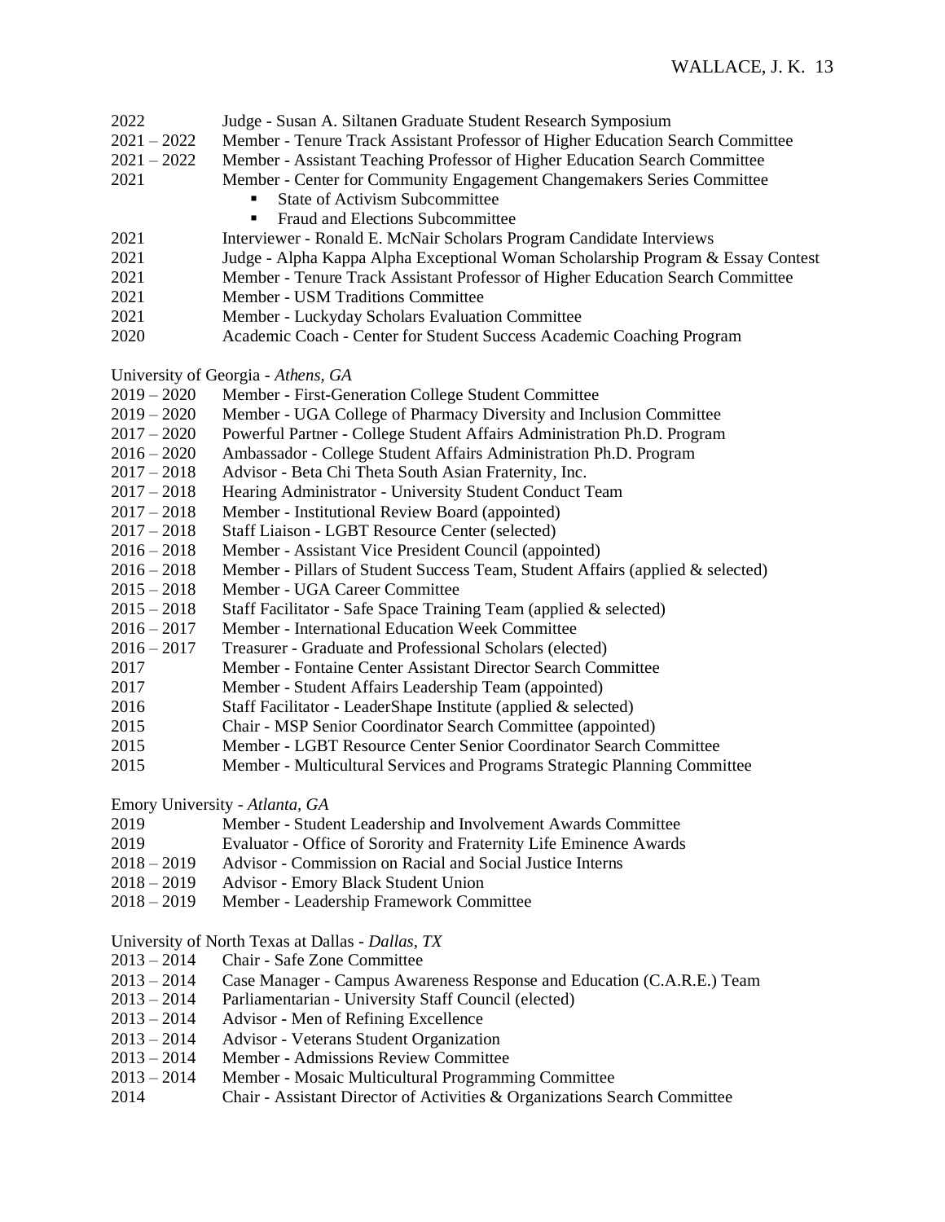2022 Judge - Susan A. Siltanen Graduate Student Research Symposium
2021 – 2022 Member - Tenure Track Assistant Professor of Higher Education Search Committee
2021 – 2022 Member - Assistant Teaching Professor of Higher Education Search Committee
2021 Member - Center for Community Engagement Changemakers Series Committee

- State of Activism Subcommittee
- Fraud and Elections Subcommittee

2021 Interviewer - Ronald E. McNair Scholars Program Candidate Interviews
2021 Judge - Alpha Kappa Alpha Exceptional Woman Scholarship Program & Essay Contest
2021 Member - Tenure Track Assistant Professor of Higher Education Search Committee
2021 Member - USM Traditions Committee
2021 Member - Luckyday Scholars Evaluation Committee
2020 Academic Coach - Center for Student Success Academic Coaching Program

University of Georgia - *Athens, GA*

2019 – 2020 Member - First-Generation College Student Committee
2019 – 2020 Member - UGA College of Pharmacy Diversity and Inclusion Committee
2017 – 2020 Powerful Partner - College Student Affairs Administration Ph.D. Program
2016 – 2020 Ambassador - College Student Affairs Administration Ph.D. Program
2017 – 2018 Advisor - Beta Chi Theta South Asian Fraternity, Inc.
2017 – 2018 Hearing Administrator - University Student Conduct Team
2017 – 2018 Member - Institutional Review Board (appointed)
2017 – 2018 Staff Liaison - LGBT Resource Center (selected)
2016 – 2018 Member - Assistant Vice President Council (appointed)
2016 – 2018 Member - Pillars of Student Success Team, Student Affairs (applied & selected)
2015 – 2018 Member - UGA Career Committee
2015 – 2018 Staff Facilitator - Safe Space Training Team (applied & selected)
2016 – 2017 Member - International Education Week Committee
2016 – 2017 Treasurer - Graduate and Professional Scholars (elected)
2017 Member - Fontaine Center Assistant Director Search Committee
2017 Member - Student Affairs Leadership Team (appointed)
2016 Staff Facilitator - LeaderShape Institute (applied & selected)
2015 Chair - MSP Senior Coordinator Search Committee (appointed)
2015 Member - LGBT Resource Center Senior Coordinator Search Committee
2015 Member - Multicultural Services and Programs Strategic Planning Committee

Emory University - *Atlanta, GA*

2019 Member - Student Leadership and Involvement Awards Committee
2019 Evaluator - Office of Sorority and Fraternity Life Eminence Awards
2018 – 2019 Advisor - Commission on Racial and Social Justice Interns
2018 – 2019 Advisor - Emory Black Student Union
2018 – 2019 Member - Leadership Framework Committee

University of North Texas at Dallas - *Dallas, TX*

2013 – 2014 Chair - Safe Zone Committee
2013 – 2014 Case Manager - Campus Awareness Response and Education (C.A.R.E.) Team
2013 – 2014 Parliamentarian - University Staff Council (elected)
2013 – 2014 Advisor - Men of Refining Excellence
2013 – 2014 Advisor - Veterans Student Organization
2013 – 2014 Member - Admissions Review Committee
2013 – 2014 Member - Mosaic Multicultural Programming Committee
2014 Chair - Assistant Director of Activities & Organizations Search Committee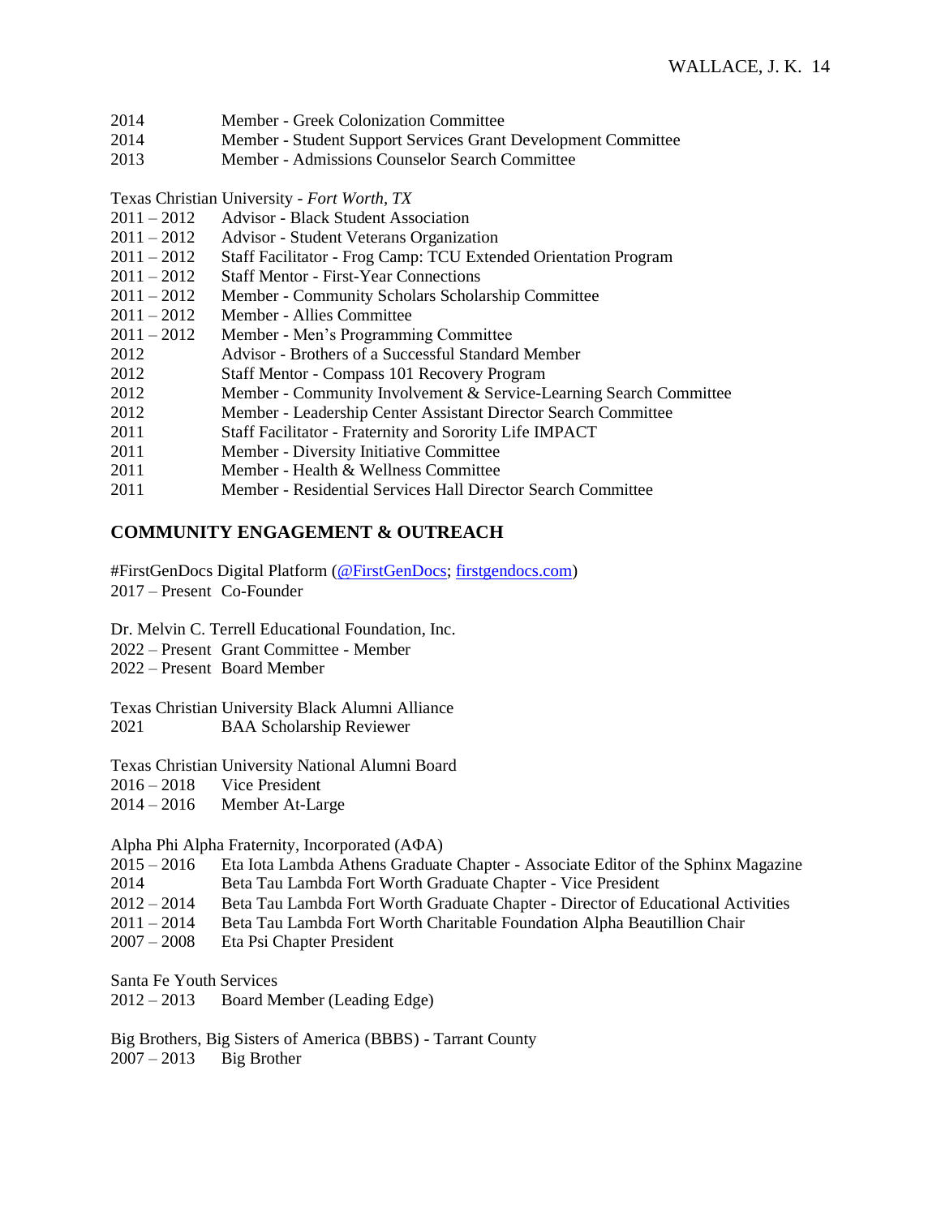2014 Member - Greek Colonization Committee
2014 Member - Student Support Services Grant Development Committee
2013 Member - Admissions Counselor Search Committee

Texas Christian University - *Fort Worth, TX*
2011 – 2012 Advisor - Black Student Association
2011 – 2012 Advisor - Student Veterans Organization
2011 – 2012 Staff Facilitator - Frog Camp: TCU Extended Orientation Program
2011 – 2012 Staff Mentor - First-Year Connections
2011 – 2012 Member - Community Scholars Scholarship Committee
2011 – 2012 Member - Allies Committee
2011 – 2012 Member - Men's Programming Committee
2012 Advisor - Brothers of a Successful Standard Member
2012 Staff Mentor - Compass 101 Recovery Program
2012 Member - Community Involvement & Service-Learning Search Committee
2012 Member - Leadership Center Assistant Director Search Committee
2011 Staff Facilitator - Fraternity and Sorority Life IMPACT
2011 Member - Diversity Initiative Committee
2011 Member - Health & Wellness Committee
2011 Member - Residential Services Hall Director Search Committee

## COMMUNITY ENGAGEMENT & OUTREACH

#FirstGenDocs Digital Platform (@FirstGenDocs; firstgendocs.com)
2017 – Present Co-Founder

Dr. Melvin C. Terrell Educational Foundation, Inc.
2022 – Present Grant Committee - Member
2022 – Present Board Member

Texas Christian University Black Alumni Alliance
2021 BAA Scholarship Reviewer

Texas Christian University National Alumni Board
2016 – 2018 Vice President
2014 – 2016 Member At-Large

Alpha Phi Alpha Fraternity, Incorporated (ΑΦΑ)
2015 – 2016 Eta Iota Lambda Athens Graduate Chapter - Associate Editor of the Sphinx Magazine
2014 Beta Tau Lambda Fort Worth Graduate Chapter - Vice President
2012 – 2014 Beta Tau Lambda Fort Worth Graduate Chapter - Director of Educational Activities
2011 – 2014 Beta Tau Lambda Fort Worth Charitable Foundation Alpha Beautillion Chair
2007 – 2008 Eta Psi Chapter President

Santa Fe Youth Services
2012 – 2013 Board Member (Leading Edge)

Big Brothers, Big Sisters of America (BBBS) - Tarrant County
2007 – 2013 Big Brother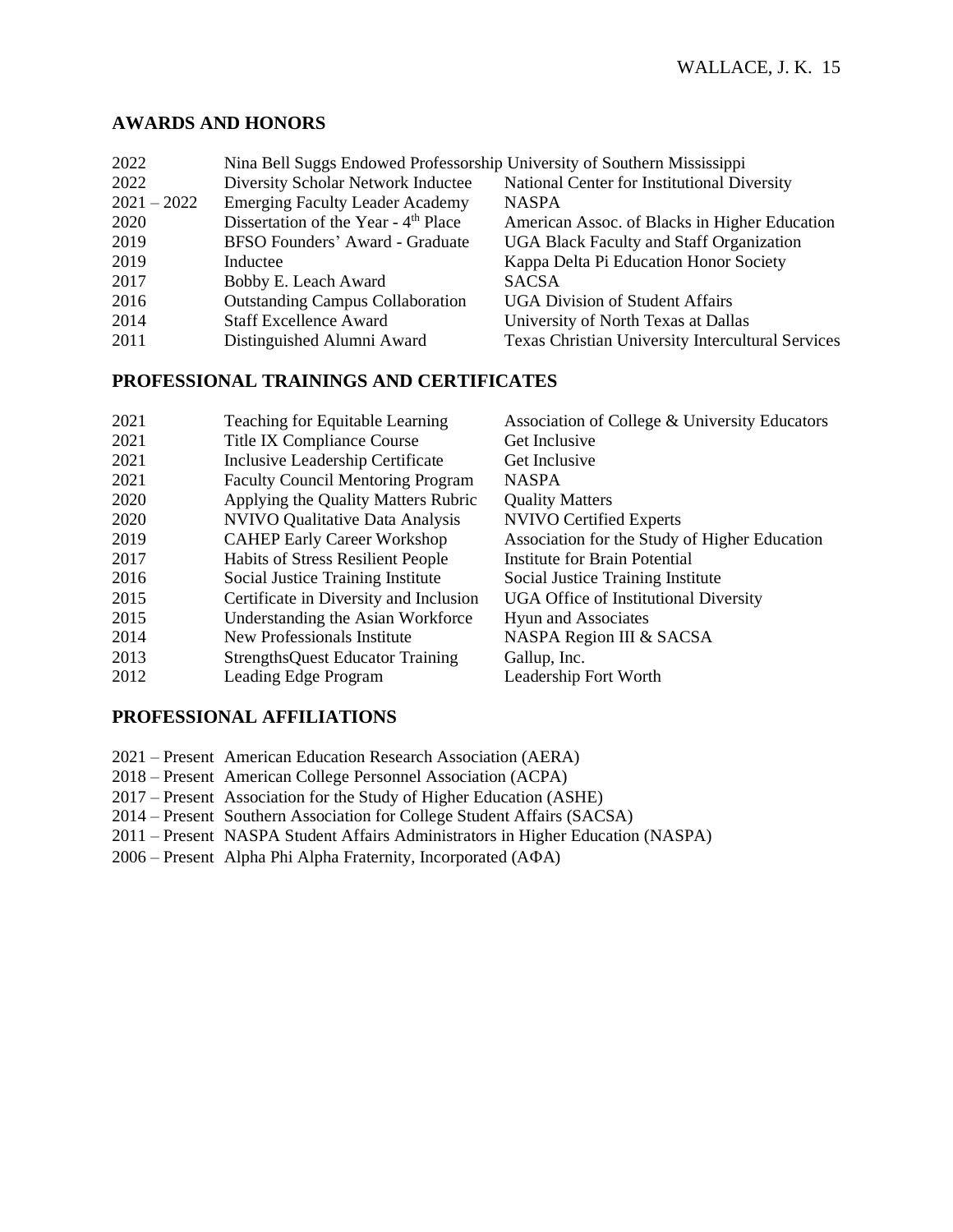## AWARDS AND HONORS

| | | |
|---|---|---|
| 2022 | Nina Bell Suggs Endowed Professorship | University of Southern Mississippi |
| 2022 | Diversity Scholar Network Inductee | National Center for Institutional Diversity |
| 2021 – 2022 | Emerging Faculty Leader Academy | NASPA |
| 2020 | Dissertation of the Year - 4th Place | American Assoc. of Blacks in Higher Education |
| 2019 | BFSO Founders' Award - Graduate | UGA Black Faculty and Staff Organization |
| 2019 | Inductee | Kappa Delta Pi Education Honor Society |
| 2017 | Bobby E. Leach Award | SACSA |
| 2016 | Outstanding Campus Collaboration | UGA Division of Student Affairs |
| 2014 | Staff Excellence Award | University of North Texas at Dallas |
| 2011 | Distinguished Alumni Award | Texas Christian University Intercultural Services |

## PROFESSIONAL TRAININGS AND CERTIFICATES

| | | |
|---|---|---|
| 2021 | Teaching for Equitable Learning | Association of College & University Educators |
| 2021 | Title IX Compliance Course | Get Inclusive |
| 2021 | Inclusive Leadership Certificate | Get Inclusive |
| 2021 | Faculty Council Mentoring Program | NASPA |
| 2020 | Applying the Quality Matters Rubric | Quality Matters |
| 2020 | NVIVO Qualitative Data Analysis | NVIVO Certified Experts |
| 2019 | CAHEP Early Career Workshop | Association for the Study of Higher Education |
| 2017 | Habits of Stress Resilient People | Institute for Brain Potential |
| 2016 | Social Justice Training Institute | Social Justice Training Institute |
| 2015 | Certificate in Diversity and Inclusion | UGA Office of Institutional Diversity |
| 2015 | Understanding the Asian Workforce | Hyun and Associates |
| 2014 | New Professionals Institute | NASPA Region III & SACSA |
| 2013 | StrengthsQuest Educator Training | Gallup, Inc. |
| 2012 | Leading Edge Program | Leadership Fort Worth |

## PROFESSIONAL AFFILIATIONS

2021 – Present American Education Research Association (AERA)
2018 – Present American College Personnel Association (ACPA)
2017 – Present Association for the Study of Higher Education (ASHE)
2014 – Present Southern Association for College Student Affairs (SACSA)
2011 – Present NASPA Student Affairs Administrators in Higher Education (NASPA)
2006 – Present Alpha Phi Alpha Fraternity, Incorporated (ΑΦΑ)